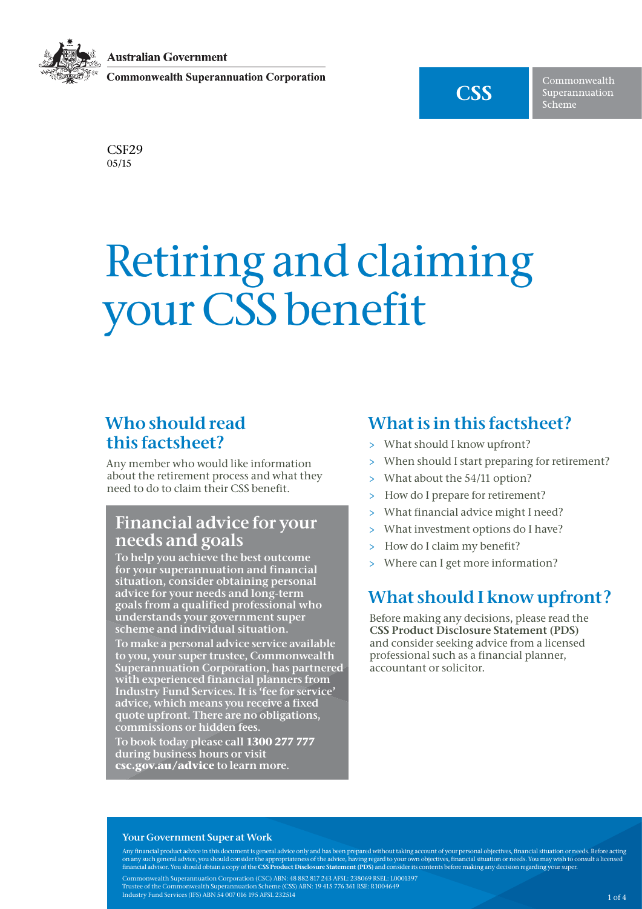Australian Government

Commonwealth Superannuation Corporation

CSS Commonwealth Superannuation Scheme

CSF29
05/15

# Retiring and claiming your CSS benefit

## Who should read this factsheet?

Any member who would like information about the retirement process and what they need to do to claim their CSS benefit.

## Financial advice for your needs and goals

To help you achieve the best outcome for your superannuation and financial situation, consider obtaining personal advice for your needs and long-term goals from a qualified professional who understands your government super scheme and individual situation.

To make a personal advice service available to you, your super trustee, Commonwealth Superannuation Corporation, has partnered with experienced financial planners from Industry Fund Services. It is 'fee for service' advice, which means you receive a fixed quote upfront. There are no obligations, commissions or hidden fees.

To book today please call **1300 277 777** during business hours or visit **csc.gov.au/advice** to learn more.

## What is in this factsheet?

- What should I know upfront?
- When should I start preparing for retirement?
- What about the 54/11 option?
- How do I prepare for retirement?
- What financial advice might I need?
- What investment options do I have?
- How do I claim my benefit?
- Where can I get more information?

## What should I know upfront?

Before making any decisions, please read the **CSS Product Disclosure Statement (PDS)** and consider seeking advice from a licensed professional such as a financial planner, accountant or solicitor.

**Your Government Super at Work**

Any financial product advice in this document is general advice only and has been prepared without taking account of your personal objectives, financial situation or needs. Before acting on any such general advice, you should consider the appropriateness of the advice, having regard to your own objectives, financial situation or needs. You may wish to consult a licensed financial advisor. You should obtain a copy of the **CSS Product Disclosure Statement (PDS)** and consider its contents before making any decision regarding your super.

Commonwealth Superannuation Corporation (CSC) ABN: 48 882 817 243 AFSL: 238069 RSEL: L0001397
Trustee of the Commonwealth Superannuation Scheme (CSS) ABN: 19 415 776 361 RSE: R1004649
Industry Fund Services (IFS) ABN 54 007 016 195 AFSL 232514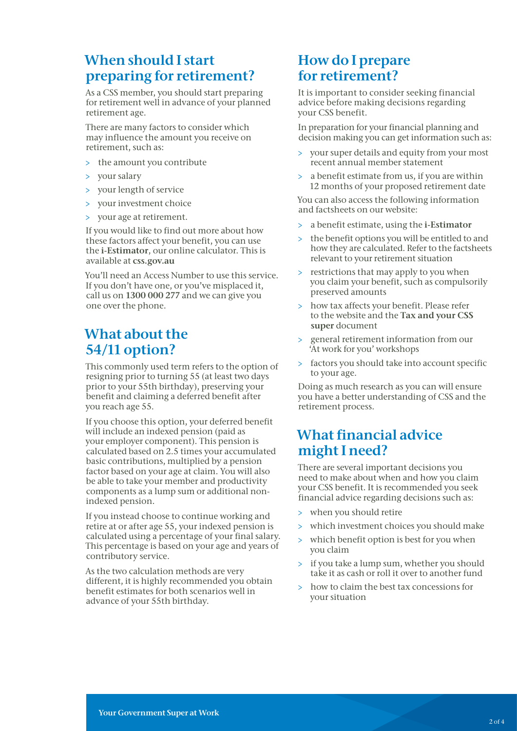## When should I start preparing for retirement?

As a CSS member, you should start preparing for retirement well in advance of your planned retirement age.

There are many factors to consider which may influence the amount you receive on retirement, such as:

- the amount you contribute
- your salary
- your length of service
- your investment choice
- your age at retirement.

If you would like to find out more about how these factors affect your benefit, you can use the **i-Estimator**, our online calculator. This is available at **css.gov.au**

You'll need an Access Number to use this service. If you don't have one, or you've misplaced it, call us on **1300 000 277** and we can give you one over the phone.

## What about the 54/11 option?

This commonly used term refers to the option of resigning prior to turning 55 (at least two days prior to your 55th birthday), preserving your benefit and claiming a deferred benefit after you reach age 55.

If you choose this option, your deferred benefit will include an indexed pension (paid as your employer component). This pension is calculated based on 2.5 times your accumulated basic contributions, multiplied by a pension factor based on your age at claim. You will also be able to take your member and productivity components as a lump sum or additional non-indexed pension.

If you instead choose to continue working and retire at or after age 55, your indexed pension is calculated using a percentage of your final salary. This percentage is based on your age and years of contributory service.

As the two calculation methods are very different, it is highly recommended you obtain benefit estimates for both scenarios well in advance of your 55th birthday.

## How do I prepare for retirement?

It is important to consider seeking financial advice before making decisions regarding your CSS benefit.

In preparation for your financial planning and decision making you can get information such as:

- your super details and equity from your most recent annual member statement
- a benefit estimate from us, if you are within 12 months of your proposed retirement date

You can also access the following information and factsheets on our website:

- a benefit estimate, using the **i-Estimator**
- the benefit options you will be entitled to and how they are calculated. Refer to the factsheets relevant to your retirement situation
- restrictions that may apply to you when you claim your benefit, such as compulsorily preserved amounts
- how tax affects your benefit. Please refer to the website and the **Tax and your CSS super** document
- general retirement information from our 'At work for you' workshops
- factors you should take into account specific to your age.

Doing as much research as you can will ensure you have a better understanding of CSS and the retirement process.

## What financial advice might I need?

There are several important decisions you need to make about when and how you claim your CSS benefit. It is recommended you seek financial advice regarding decisions such as:

- when you should retire
- which investment choices you should make
- which benefit option is best for you when you claim
- if you take a lump sum, whether you should take it as cash or roll it over to another fund
- how to claim the best tax concessions for your situation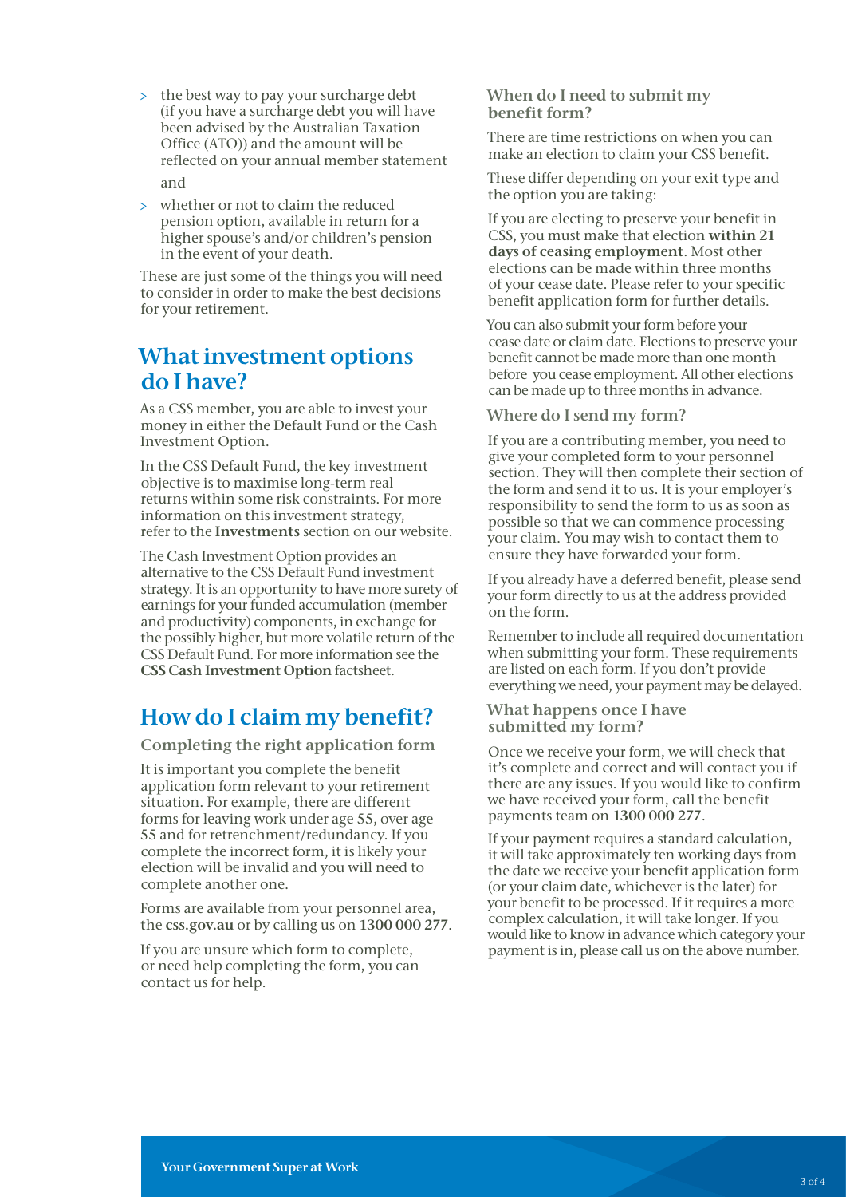- the best way to pay your surcharge debt (if you have a surcharge debt you will have been advised by the Australian Taxation Office (ATO)) and the amount will be reflected on your annual member statement

  and

- whether or not to claim the reduced pension option, available in return for a higher spouse's and/or children's pension in the event of your death.

These are just some of the things you will need to consider in order to make the best decisions for your retirement.

## What investment options do I have?

As a CSS member, you are able to invest your money in either the Default Fund or the Cash Investment Option.

In the CSS Default Fund, the key investment objective is to maximise long-term real returns within some risk constraints. For more information on this investment strategy, refer to the **Investments** section on our website.

The Cash Investment Option provides an alternative to the CSS Default Fund investment strategy. It is an opportunity to have more surety of earnings for your funded accumulation (member and productivity) components, in exchange for the possibly higher, but more volatile return of the CSS Default Fund. For more information see the **CSS Cash Investment Option** factsheet.

## How do I claim my benefit?

### Completing the right application form

It is important you complete the benefit application form relevant to your retirement situation. For example, there are different forms for leaving work under age 55, over age 55 and for retrenchment/redundancy. If you complete the incorrect form, it is likely your election will be invalid and you will need to complete another one.

Forms are available from your personnel area, the **css.gov.au** or by calling us on **1300 000 277**.

If you are unsure which form to complete, or need help completing the form, you can contact us for help.

### When do I need to submit my benefit form?

There are time restrictions on when you can make an election to claim your CSS benefit.

These differ depending on your exit type and the option you are taking:

If you are electing to preserve your benefit in CSS, you must make that election **within 21 days of ceasing employment**. Most other elections can be made within three months of your cease date. Please refer to your specific benefit application form for further details.

You can also submit your form before your cease date or claim date. Elections to preserve your benefit cannot be made more than one month before you cease employment. All other elections can be made up to three months in advance.

### Where do I send my form?

If you are a contributing member, you need to give your completed form to your personnel section. They will then complete their section of the form and send it to us. It is your employer's responsibility to send the form to us as soon as possible so that we can commence processing your claim. You may wish to contact them to ensure they have forwarded your form.

If you already have a deferred benefit, please send your form directly to us at the address provided on the form.

Remember to include all required documentation when submitting your form. These requirements are listed on each form. If you don't provide everything we need, your payment may be delayed.

### What happens once I have submitted my form?

Once we receive your form, we will check that it's complete and correct and will contact you if there are any issues. If you would like to confirm we have received your form, call the benefit payments team on **1300 000 277**.

If your payment requires a standard calculation, it will take approximately ten working days from the date we receive your benefit application form (or your claim date, whichever is the later) for your benefit to be processed. If it requires a more complex calculation, it will take longer. If you would like to know in advance which category your payment is in, please call us on the above number.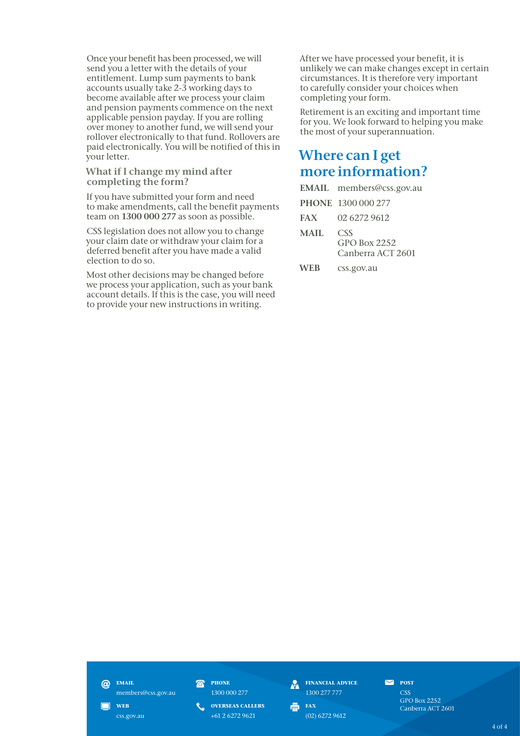Once your benefit has been processed, we will send you a letter with the details of your entitlement. Lump sum payments to bank accounts usually take 2-3 working days to become available after we process your claim and pension payments commence on the next applicable pension payday. If you are rolling over money to another fund, we will send your rollover electronically to that fund. Rollovers are paid electronically. You will be notified of this in your letter.

### What if I change my mind after completing the form?

If you have submitted your form and need to make amendments, call the benefit payments team on **1300 000 277** as soon as possible.

CSS legislation does not allow you to change your claim date or withdraw your claim for a deferred benefit after you have made a valid election to do so.

Most other decisions may be changed before we process your application, such as your bank account details. If this is the case, you will need to provide your new instructions in writing.

After we have processed your benefit, it is unlikely we can make changes except in certain circumstances. It is therefore very important to carefully consider your choices when completing your form.

Retirement is an exciting and important time for you. We look forward to helping you make the most of your superannuation.

## Where can I get more information?

| | |
|---|---|
| **EMAIL** | members@css.gov.au |
| **PHONE** | 1300 000 277 |
| **FAX** | 02 6272 9612 |
| **MAIL** | CSS<br>GPO Box 2252<br>Canberra ACT 2601 |
| **WEB** | css.gov.au |

**EMAIL** members@css.gov.au
**WEB** css.gov.au
**PHONE** 1300 000 277
**OVERSEAS CALLERS** +61 2 6272 9621
**FINANCIAL ADVICE** 1300 277 777
**FAX** (02) 6272 9612
**POST** CSS GPO Box 2252 Canberra ACT 2601